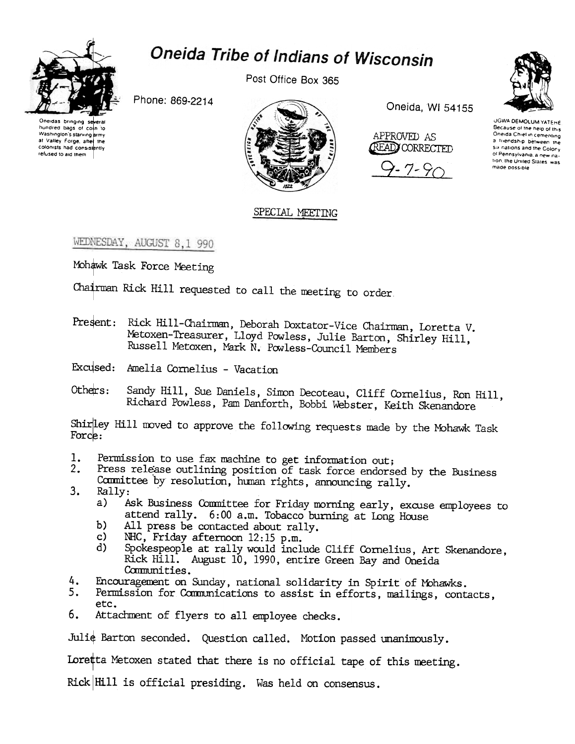# Oneida Tribe of Indians of Wisconsin

Post Office Box 365

Phone: 869-2214

Oneida, WI 54155

Oneidas bringing several hundred bags of corn to Washington's starving army at Valley Forge, after the colonists had consistently refused to aid them

UGWA DEMOLUM YATEHE Because of the help of this Oneida Chief in cementing a friendship between the six nations and the Colony of Pennsylvania, a new nation, the United States was made possible

APPROVED AS READ/CORRECTED 9-7-90

## SPECIAL MEETING

WEDNESDAY, AUGUST 8,1 990

Mohawk Task Force Meeting

Chairman Rick Hill requested to call the meeting to order.

Present: Rick Hill-Chairman, Deborah Doxtator-Vice Chairman, Loretta V. Metoxen-Treasurer, Lloyd Powless, Julie Barton, Shirley Hill, Russell Metoxen, Mark N. Powless-Council Members

Excused: Amelia Cornelius - Vacation

Others: Sandy Hill, Sue Daniels, Simon Decoteau, Cliff Cornelius, Ron Hill, Richard Powless, Pam Danforth, Bobbi Webster, Keith Skenandore

Shirley Hill moved to approve the following requests made by the Mohawk Task Force:

1. Permission to use fax machine to get information out;
2. Press release outlining position of task force endorsed by the Business Committee by resolution, human rights, announcing rally.
3. Rally:
   a) Ask Business Committee for Friday morning early, excuse employees to attend rally. 6:00 a.m. Tobacco burning at Long House
   b) All press be contacted about rally.
   c) NHC, Friday afternoon 12:15 p.m.
   d) Spokespeople at rally would include Cliff Cornelius, Art Skenandore, Rick Hill. August 10, 1990, entire Green Bay and Oneida Communities.
4. Encouragement on Sunday, national solidarity in Spirit of Mohawks.
5. Permission for Communications to assist in efforts, mailings, contacts, etc.
6. Attachment of flyers to all employee checks.

Julie Barton seconded. Question called. Motion passed unanimously.

Loretta Metoxen stated that there is no official tape of this meeting.

Rick Hill is official presiding. Was held on consensus.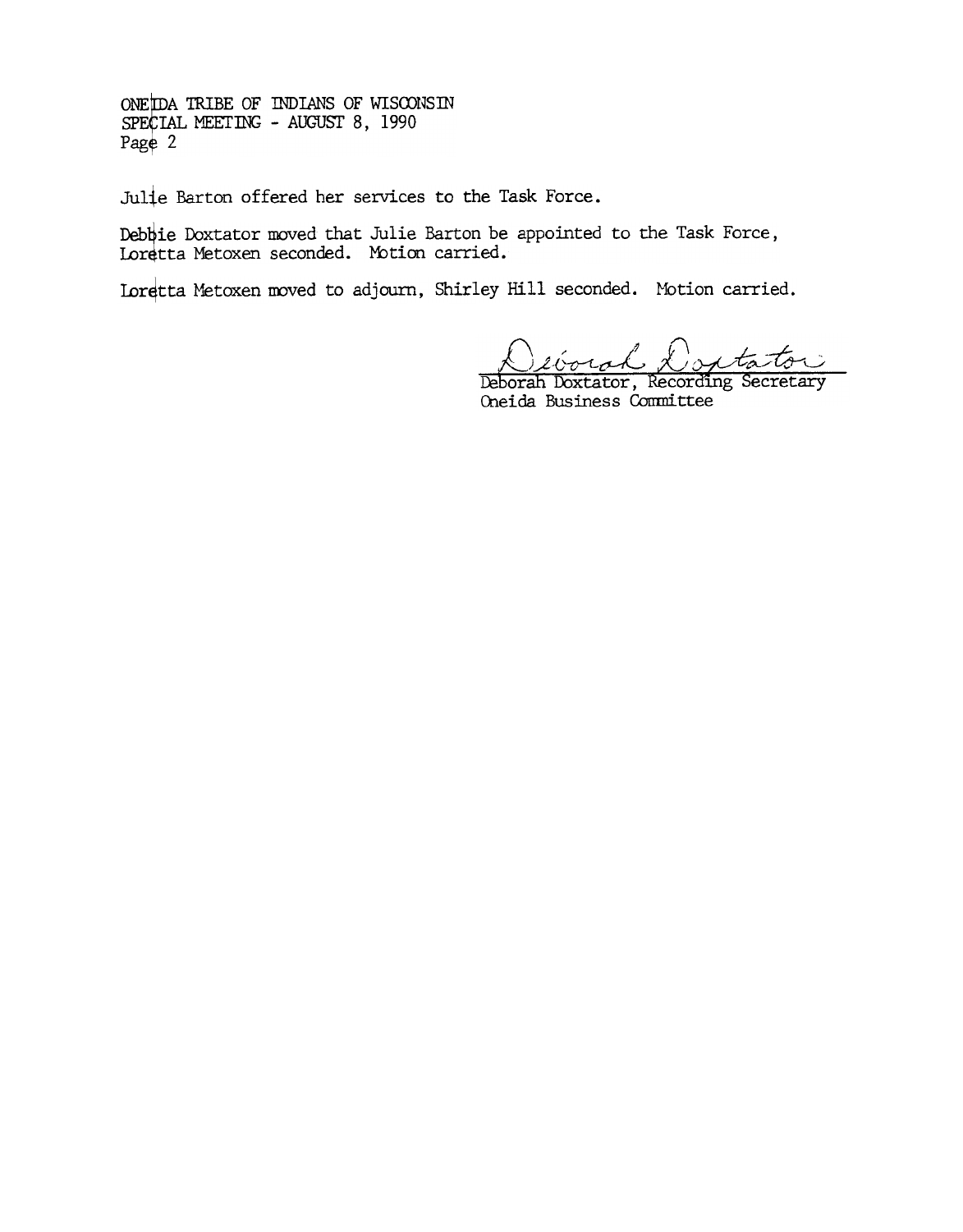Julie Barton offered her services to the Task Force.

Debbie Doxtator moved that Julie Barton be appointed to the Task Force, Loretta Metoxen seconded. Motion carried.

Loretta Metoxen moved to adjourn, Shirley Hill seconded. Motion carried.

Deborah Doxtator

Deborah Doxtator, Recording Secretary
Oneida Business Committee